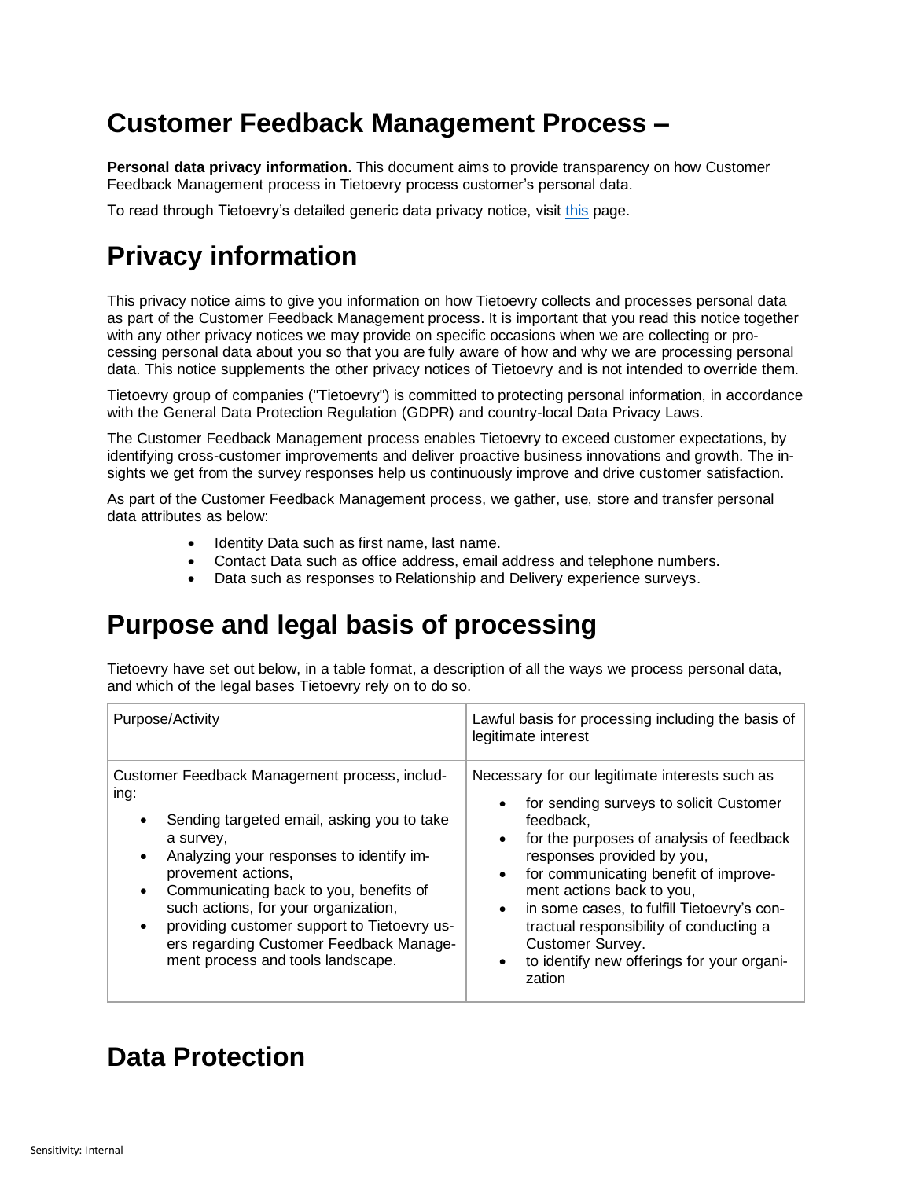# Customer Feedback Management Process –

**Personal data privacy information.** This document aims to provide transparency on how Customer Feedback Management process in Tietoevry process customer's personal data.

To read through Tietoevry's detailed generic data privacy notice, visit [this](#) page.

# Privacy information

This privacy notice aims to give you information on how Tietoevry collects and processes personal data as part of the Customer Feedback Management process. It is important that you read this notice together with any other privacy notices we may provide on specific occasions when we are collecting or processing personal data about you so that you are fully aware of how and why we are processing personal data. This notice supplements the other privacy notices of Tietoevry and is not intended to override them.

Tietoevry group of companies ("Tietoevry") is committed to protecting personal information, in accordance with the General Data Protection Regulation (GDPR) and country-local Data Privacy Laws.

The Customer Feedback Management process enables Tietoevry to exceed customer expectations, by identifying cross-customer improvements and deliver proactive business innovations and growth. The insights we get from the survey responses help us continuously improve and drive customer satisfaction.

As part of the Customer Feedback Management process, we gather, use, store and transfer personal data attributes as below:

- Identity Data such as first name, last name.
- Contact Data such as office address, email address and telephone numbers.
- Data such as responses to Relationship and Delivery experience surveys.

# Purpose and legal basis of processing

Tietoevry have set out below, in a table format, a description of all the ways we process personal data, and which of the legal bases Tietoevry rely on to do so.

| Purpose/Activity | Lawful basis for processing including the basis of legitimate interest |
|---|---|
| Customer Feedback Management process, including:<br>• Sending targeted email, asking you to take a survey,<br>• Analyzing your responses to identify improvement actions,<br>• Communicating back to you, benefits of such actions, for your organization,<br>• providing customer support to Tietoevry users regarding Customer Feedback Management process and tools landscape. | Necessary for our legitimate interests such as<br>• for sending surveys to solicit Customer feedback,<br>• for the purposes of analysis of feedback responses provided by you,<br>• for communicating benefit of improvement actions back to you,<br>• in some cases, to fulfill Tietoevry's contractual responsibility of conducting a Customer Survey.<br>• to identify new offerings for your organization |

# Data Protection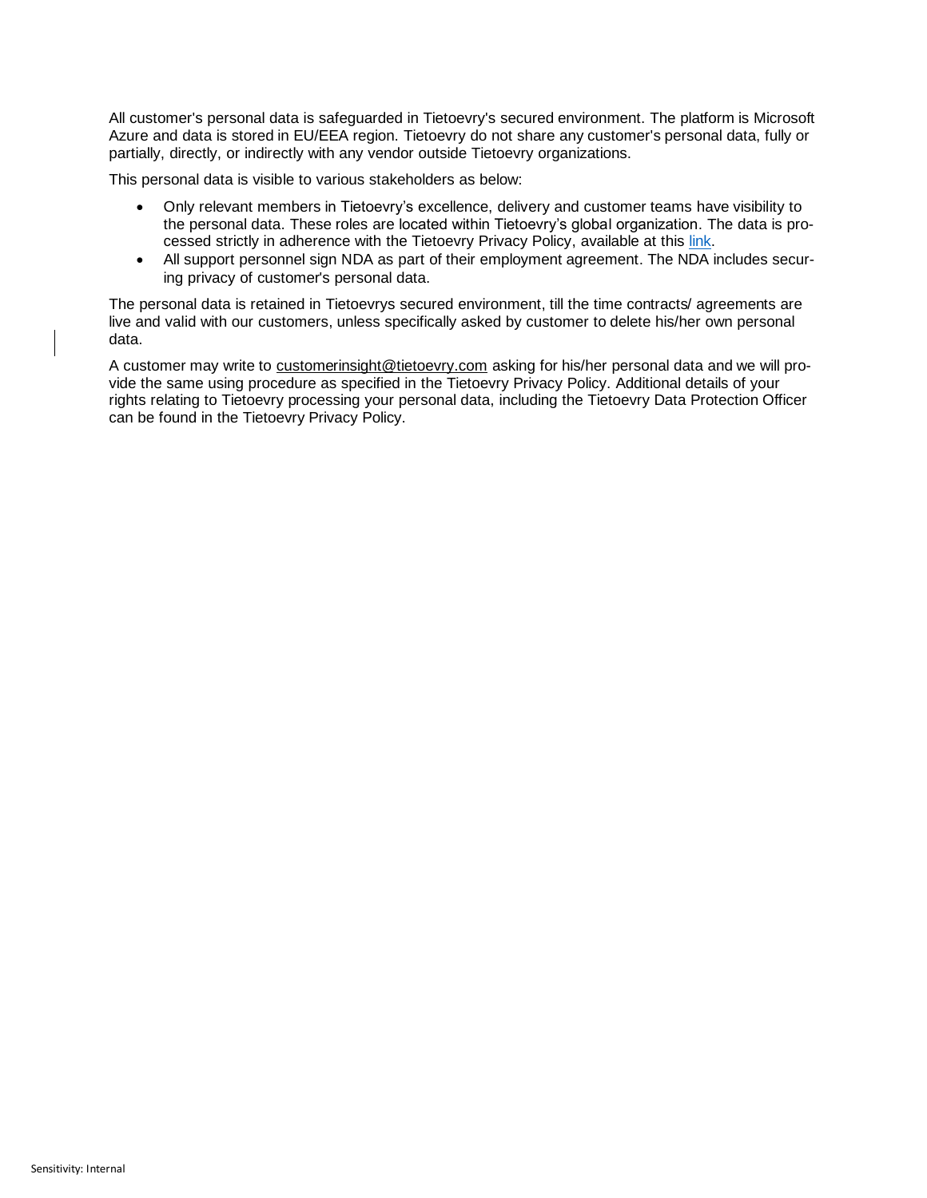All customer's personal data is safeguarded in Tietoevry's secured environment. The platform is Microsoft Azure and data is stored in EU/EEA region. Tietoevry do not share any customer's personal data, fully or partially, directly, or indirectly with any vendor outside Tietoevry organizations.

This personal data is visible to various stakeholders as below:

- Only relevant members in Tietoevry's excellence, delivery and customer teams have visibility to the personal data. These roles are located within Tietoevry's global organization. The data is processed strictly in adherence with the Tietoevry Privacy Policy, available at this link.
- All support personnel sign NDA as part of their employment agreement. The NDA includes securing privacy of customer's personal data.

The personal data is retained in Tietoevrys secured environment, till the time contracts/ agreements are live and valid with our customers, unless specifically asked by customer to delete his/her own personal data.

A customer may write to customerinsight@tietoevry.com asking for his/her personal data and we will provide the same using procedure as specified in the Tietoevry Privacy Policy. Additional details of your rights relating to Tietoevry processing your personal data, including the Tietoevry Data Protection Officer can be found in the Tietoevry Privacy Policy.